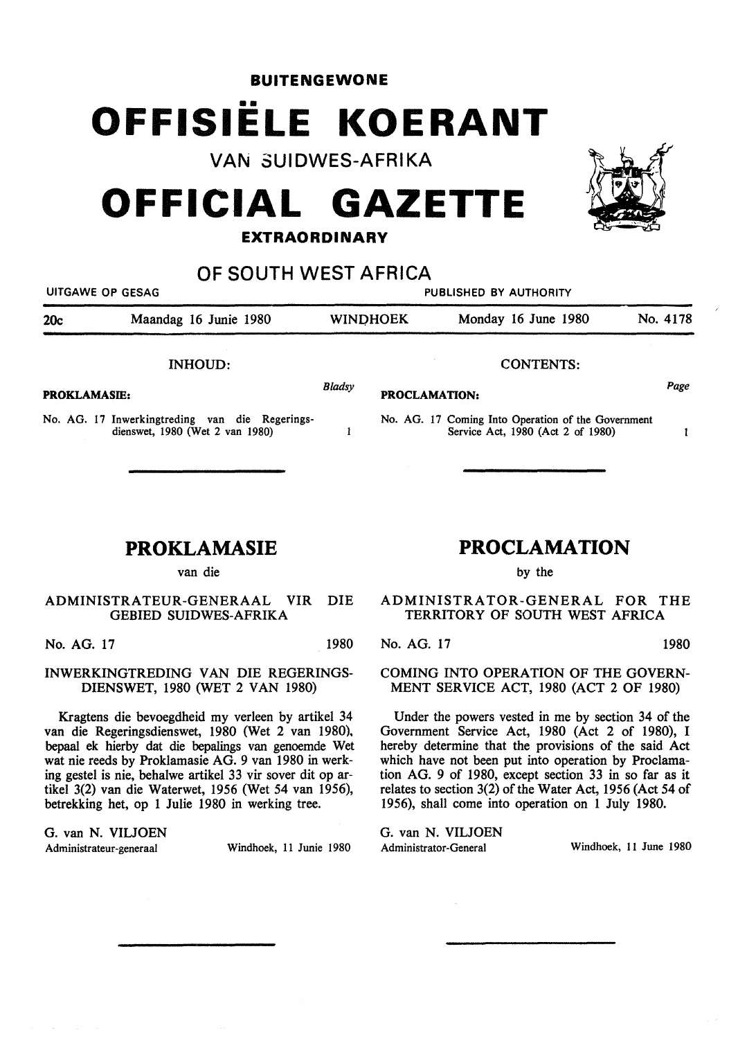**BUITENGEWONE**

# OFFISIËLE KOERANT

VAN SUIDWES-AFRIKA

# OFFICIAL GAZETTE

**EXTRAORDINARY**

## OF SOUTH WEST AFRICA

UITGAWE OP GESAG — PUBLISHED BY AUTHORITY

| 20c | Maandag 16 Junie 1980 | WINDHOEK | Monday 16 June 1980 | No. 4178 |
|---|---|---|---|---|

INHOUD:

| PROKLAMASIE: | Bladsy |
|---|---|
| No. AG. 17 Inwerkingtreding van die Regeringsdienswet, 1980 (Wet 2 van 1980) | 1 |

CONTENTS:

| PROCLAMATION: | Page |
|---|---|
| No. AG. 17 Coming Into Operation of the Government Service Act, 1980 (Act 2 of 1980) | 1 |

## PROKLAMASIE

van die

ADMINISTRATEUR-GENERAAL VIR DIE GEBIED SUIDWES-AFRIKA

No. AG. 17 — 1980

INWERKINGTREDING VAN DIE REGERINGSDIENSWET, 1980 (WET 2 VAN 1980)

Kragtens die bevoegdheid my verleen by artikel 34 van die Regeringsdienswet, 1980 (Wet 2 van 1980), bepaal ek hierby dat die bepalings van genoemde Wet wat nie reeds by Proklamasie AG. 9 van 1980 in werking gestel is nie, behalwe artikel 33 vir sover dit op artikel 3(2) van die Waterwet, 1956 (Wet 54 van 1956), betrekking het, op 1 Julie 1980 in werking tree.

G. van N. VILJOEN
Administrateur-generaal — Windhoek, 11 Junie 1980

## PROCLAMATION

by the

ADMINISTRATOR-GENERAL FOR THE TERRITORY OF SOUTH WEST AFRICA

No. AG. 17 — 1980

COMING INTO OPERATION OF THE GOVERNMENT SERVICE ACT, 1980 (ACT 2 OF 1980)

Under the powers vested in me by section 34 of the Government Service Act, 1980 (Act 2 of 1980), I hereby determine that the provisions of the said Act which have not been put into operation by Proclamation AG. 9 of 1980, except section 33 in so far as it relates to section 3(2) of the Water Act, 1956 (Act 54 of 1956), shall come into operation on 1 July 1980.

G. van N. VILJOEN
Administrator-General — Windhoek, 11 June 1980